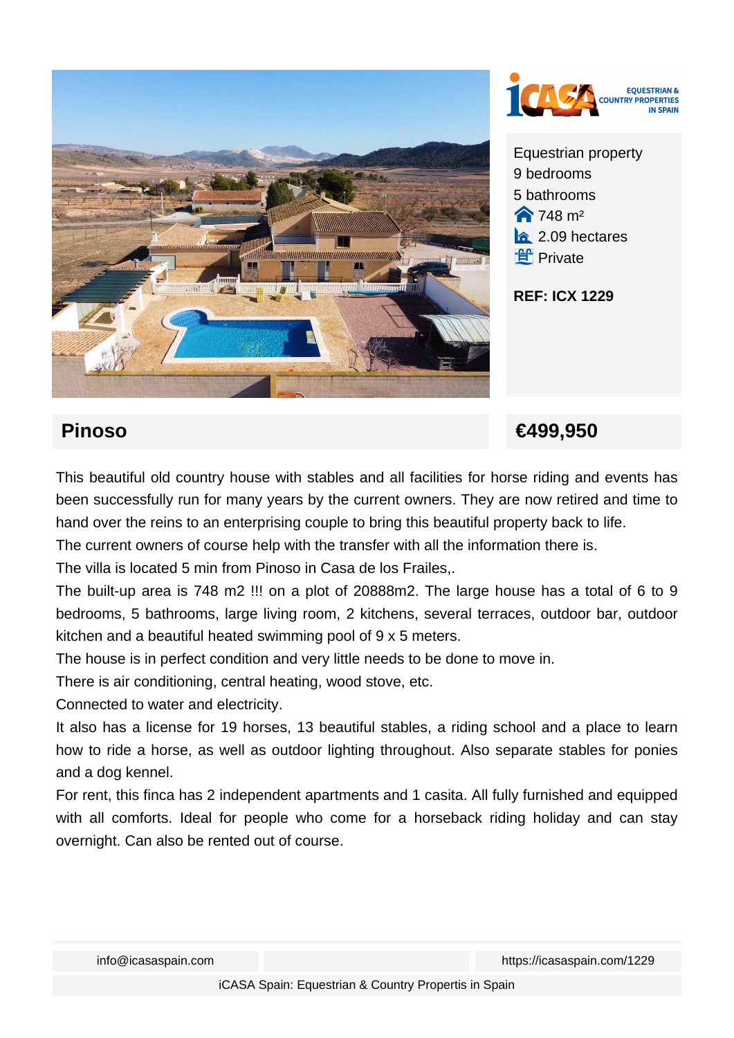Equestrian property
9 bedrooms
5 bathrooms
748 m²
2.09 hectares
Private

**REF: ICX 1229**

## Pinoso

## €499,950

This beautiful old country house with stables and all facilities for horse riding and events has been successfully run for many years by the current owners. They are now retired and time to hand over the reins to an enterprising couple to bring this beautiful property back to life.

The current owners of course help with the transfer with all the information there is.

The villa is located 5 min from Pinoso in Casa de los Frailes,.

The built-up area is 748 m2 !!! on a plot of 20888m2. The large house has a total of 6 to 9 bedrooms, 5 bathrooms, large living room, 2 kitchens, several terraces, outdoor bar, outdoor kitchen and a beautiful heated swimming pool of 9 x 5 meters.

The house is in perfect condition and very little needs to be done to move in.

There is air conditioning, central heating, wood stove, etc.

Connected to water and electricity.

It also has a license for 19 horses, 13 beautiful stables, a riding school and a place to learn how to ride a horse, as well as outdoor lighting throughout. Also separate stables for ponies and a dog kennel.

For rent, this finca has 2 independent apartments and 1 casita. All fully furnished and equipped with all comforts. Ideal for people who come for a horseback riding holiday and can stay overnight. Can also be rented out of course.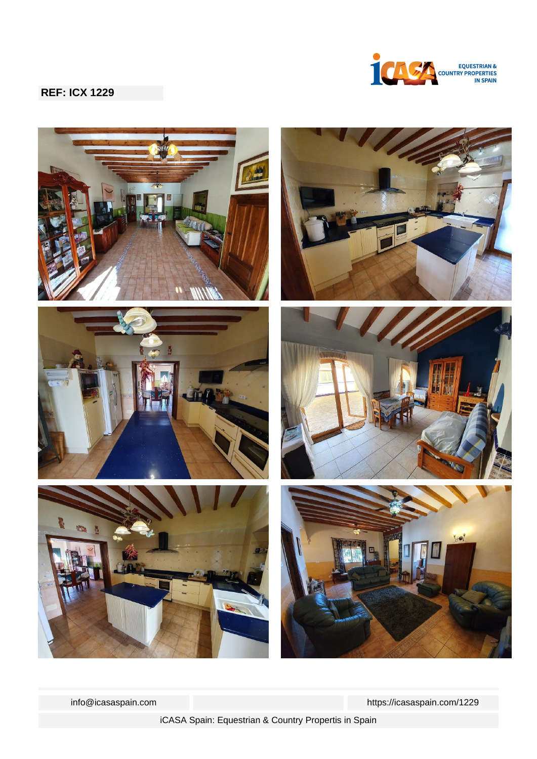**REF: ICX 1229**

info@icasaspain.com

https://icasaspain.com/1229

iCASA Spain: Equestrian & Country Propertis in Spain